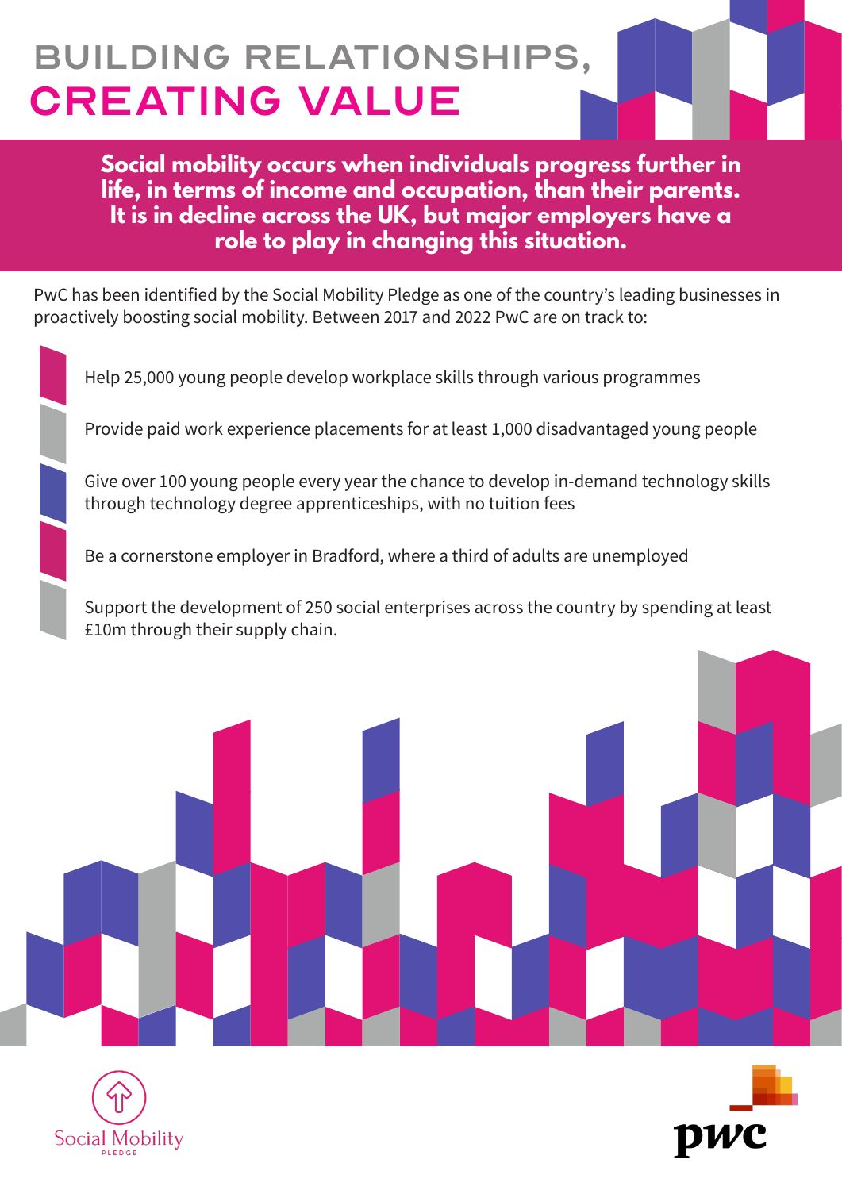# BUILDING RELATIONSHIPS, CREATING VALUE

**Social mobility occurs when individuals progress further in life, in terms of income and occupation, than their parents. It is in decline across the UK, but major employers have a role to play in changing this situation.**

PwC has been identified by the Social Mobility Pledge as one of the country's leading businesses in proactively boosting social mobility. Between 2017 and 2022 PwC are on track to:

- Help 25,000 young people develop workplace skills through various programmes
- Provide paid work experience placements for at least 1,000 disadvantaged young people
- Give over 100 young people every year the chance to develop in-demand technology skills through technology degree apprenticeships, with no tuition fees
- Be a cornerstone employer in Bradford, where a third of adults are unemployed
- Support the development of 250 social enterprises across the country by spending at least £10m through their supply chain.

Social Mobility PLEDGE

pwc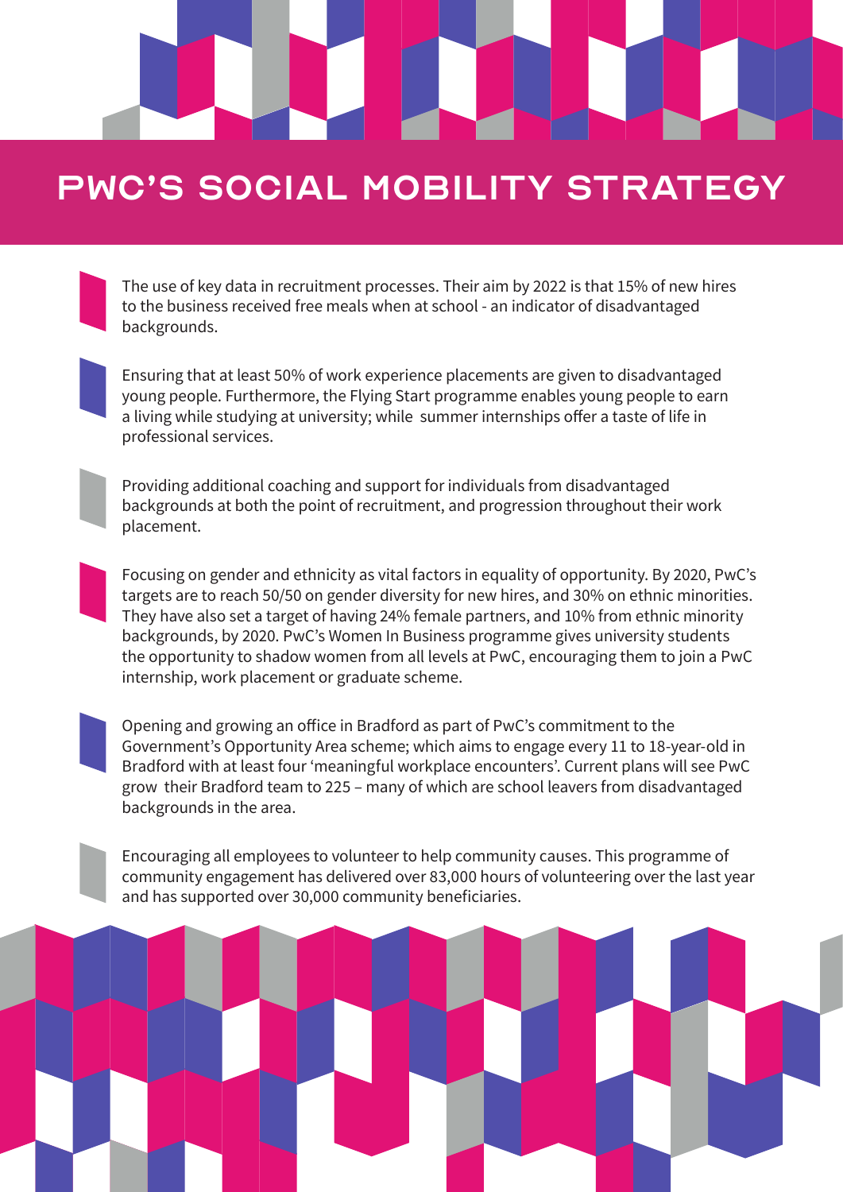# PWC'S SOCIAL MOBILITY STRATEGY

- The use of key data in recruitment processes. Their aim by 2022 is that 15% of new hires to the business received free meals when at school - an indicator of disadvantaged backgrounds.

- Ensuring that at least 50% of work experience placements are given to disadvantaged young people. Furthermore, the Flying Start programme enables young people to earn a living while studying at university; while summer internships offer a taste of life in professional services.

- Providing additional coaching and support for individuals from disadvantaged backgrounds at both the point of recruitment, and progression throughout their work placement.

- Focusing on gender and ethnicity as vital factors in equality of opportunity. By 2020, PwC's targets are to reach 50/50 on gender diversity for new hires, and 30% on ethnic minorities. They have also set a target of having 24% female partners, and 10% from ethnic minority backgrounds, by 2020. PwC's Women In Business programme gives university students the opportunity to shadow women from all levels at PwC, encouraging them to join a PwC internship, work placement or graduate scheme.

- Opening and growing an office in Bradford as part of PwC's commitment to the Government's Opportunity Area scheme; which aims to engage every 11 to 18-year-old in Bradford with at least four 'meaningful workplace encounters'. Current plans will see PwC grow their Bradford team to 225 – many of which are school leavers from disadvantaged backgrounds in the area.

- Encouraging all employees to volunteer to help community causes. This programme of community engagement has delivered over 83,000 hours of volunteering over the last year and has supported over 30,000 community beneficiaries.